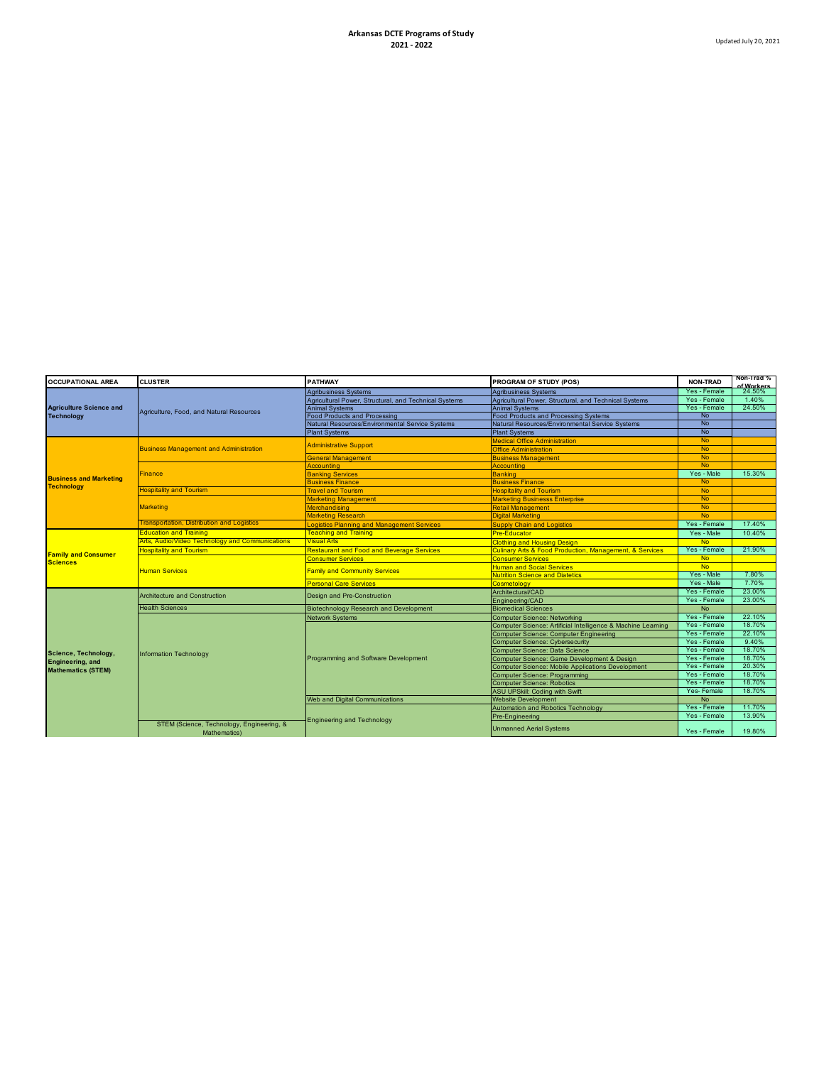# Arkansas DCTE Programs of Study
## 2021 - 2022

Updated July 20, 2021

| OCCUPATIONAL AREA | CLUSTER | PATHWAY | PROGRAM OF STUDY (POS) | NON-TRAD | Non-Trad % of Workers |
|---|---|---|---|---|---|
| Agriculture Science and Technology | Agriculture, Food, and Natural Resources | Agribusiness Systems | Agribusiness Systems | Yes - Female | 24.50% |
| | | Agricultural Power, Structural, and Technical Systems | Agricultural Power, Structural, and Technical Systems | Yes - Female | 1.40% |
| | | Animal Systems | Animal Systems | Yes - Female | 24.50% |
| | | Food Products and Processing | Food Products and Processing Systems | No | |
| | | Natural Resources/Environmental Service Systems | Natural Resources/Environmental Service Systems | No | |
| | | Plant Systems | Plant Systems | No | |
| Business and Marketing Technology | Business Management and Administration | Administrative Support | Medical Office Administration | No | |
| | | | Office Administration | No | |
| | | General Management | Business Management | No | |
| | Finance | Accounting | Accounting | No | |
| | | Banking Services | Banking | Yes - Male | 15.30% |
| | | Business Finance | Business Finance | No | |
| | Hospitality and Tourism | Travel and Tourism | Hospitality and Tourism | No | |
| | Marketing | Marketing Management | Marketing Businesss Enterprise | No | |
| | | Merchandising | Retail Management | No | |
| | | Marketing Research | Digital Marketing | No | |
| | Transportation, Distribution and Logistics | Logistics Planning and Management Services | Supply Chain and Logistics | Yes - Female | 17.40% |
| Family and Consumer Sciences | Education and Training | Teaching and Training | Pre-Educator | Yes - Male | 10.40% |
| | Arts, Audio/Video Technology and Communications | Visual Arts | Clothing and Housing Design | No | |
| | Hospitality and Tourism | Restaurant and Food and Beverage Services | Culinary Arts & Food Production, Management, & Services | Yes - Female | 21.90% |
| | Human Services | Consumer Services | Consumer Services | No | |
| | | Family and Community Services | Human and Social Services | No | |
| | | | Nutrition Science and Diatetics | Yes - Male | 7.80% |
| | | Personal Care Services | Cosmetology | Yes - Male | 7.70% |
| Science, Technology, Engineering, and Mathematics (STEM) | Architecture and Construction | Design and Pre-Construction | Architectural/CAD | Yes - Female | 23.00% |
| | | | Engineering/CAD | Yes - Female | 23.00% |
| | Health Sciences | Biotechnology Research and Development | Biomedical Sciences | No | |
| | Information Technology | Network Systems | Computer Science: Networking | Yes - Female | 22.10% |
| | | Programming and Software Development | Computer Science: Artificial Intelligence & Machine Learning | Yes - Female | 18.70% |
| | | | Computer Science: Computer Engineering | Yes - Female | 22.10% |
| | | | Computer Science: Cybersecurity | Yes - Female | 9.40% |
| | | | Computer Science: Data Science | Yes - Female | 18.70% |
| | | | Computer Science: Game Development & Design | Yes - Female | 18.70% |
| | | | Computer Science: Mobile Applications Development | Yes - Female | 20.30% |
| | | | Computer Science: Programming | Yes - Female | 18.70% |
| | | | Computer Science: Robotics | Yes - Female | 18.70% |
| | | | ASU UPSkill: Coding with Swift | Yes- Female | 18.70% |
| | | Web and Digital Communications | Website Development | No | |
| | STEM (Science, Technology, Engineering, & Mathematics) | Engineering and Technology | Automation and Robotics Technology | Yes - Female | 11.70% |
| | | | Pre-Engineering | Yes - Female | 13.90% |
| | | | Unmanned Aerial Systems | Yes - Female | 19.80% |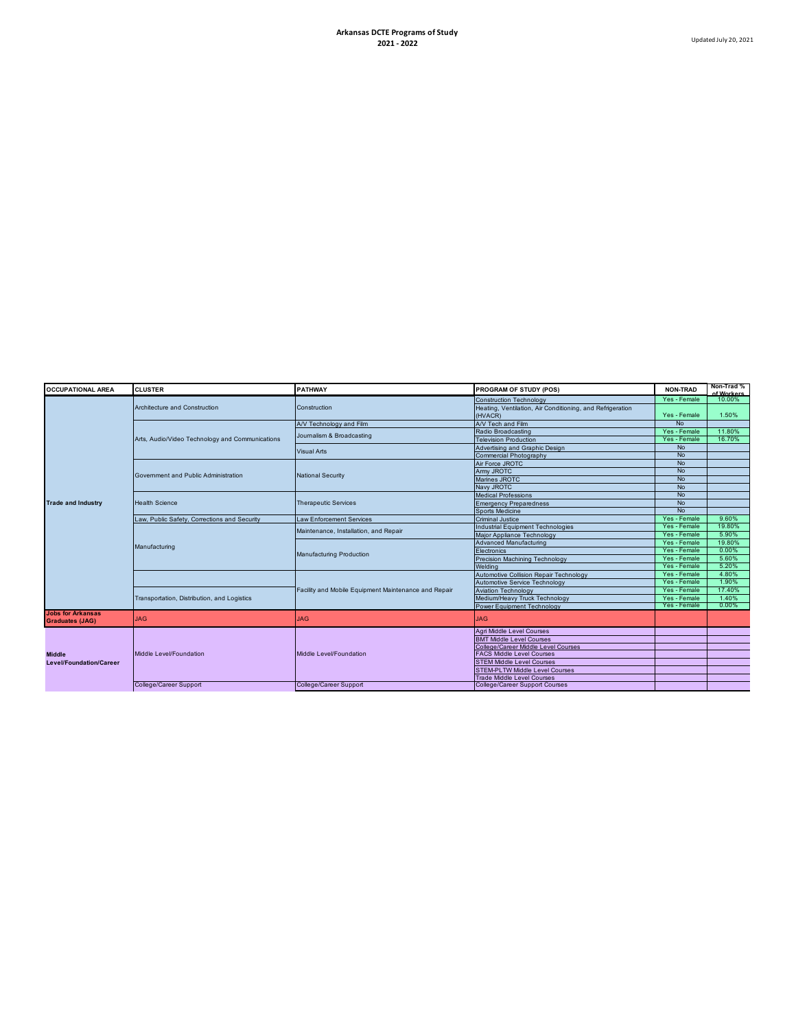**Arkansas DCTE Programs of Study**
**2021 - 2022**

Updated July 20, 2021

| OCCUPATIONAL AREA | CLUSTER | PATHWAY | PROGRAM OF STUDY (POS) | NON-TRAD | Non-Trad % of Workers |
|---|---|---|---|---|---|
| Trade and Industry | Architecture and Construction | Construction | Construction Technology | Yes - Female | 10.00% |
| | | | Heating, Ventilation, Air Conditioning, and Refrigeration (HVACR) | Yes - Female | 1.50% |
| | Arts, Audio/Video Technology and Communications | A/V Technology and Film | A/V Tech and Film | No | |
| | | Journalism & Broadcasting | Radio Broadcasting | Yes - Female | 11.80% |
| | | | Television Production | Yes - Female | 16.70% |
| | | Visual Arts | Advertising and Graphic Design | No | |
| | | | Commercial Photography | No | |
| | Government and Public Administration | National Security | Air Force JROTC | No | |
| | | | Army JROTC | No | |
| | | | Marines JROTC | No | |
| | | | Navy JROTC | No | |
| | Health Science | Therapeutic Services | Medical Professions | No | |
| | | | Emergency Preparedness | No | |
| | | | Sports Medicine | No | |
| | Law, Public Safety, Corrections and Security | Law Enforcement Services | Criminal Justice | Yes - Female | 9.60% |
| | Manufacturing | Maintenance, Installation, and Repair | Industrial Equipment Technologies | Yes - Female | 19.80% |
| | | | Major Appliance Technology | Yes - Female | 5.90% |
| | | Manufacturing Production | Advanced Manufacturing | Yes - Female | 19.80% |
| | | | Electronics | Yes - Female | 0.00% |
| | | | Precision Machining Technology | Yes - Female | 5.60% |
| | | | Welding | Yes - Female | 5.20% |
| | | Facility and Mobile Equipment Maintenance and Repair | Automotive Collision Repair Technology | Yes - Female | 4.80% |
| | | | Automotive Service Technology | Yes - Female | 1.90% |
| | Transportation, Distribution, and Logistics | | Aviation Technology | Yes - Female | 17.40% |
| | | | Medium/Heavy Truck Technology | Yes - Female | 1.40% |
| | | | Power Equipment Technology | Yes - Female | 0.00% |
| Jobs for Arkansas Graduates (JAG) | JAG | JAG | JAG | | |
| Middle Level/Foundation/Career | Middle Level/Foundation | Middle Level/Foundation | Agri Middle Level Courses | | |
| | | | BMT Middle Level Courses | | |
| | | | College/Career Middle Level Courses | | |
| | | | FACS Middle Level Courses | | |
| | | | STEM Middle Level Courses | | |
| | | | STEM-PLTW Middle Level Courses | | |
| | | | Trade Middle Level Courses | | |
| | College/Career Support | College/Career Support | College/Career Support Courses | | |